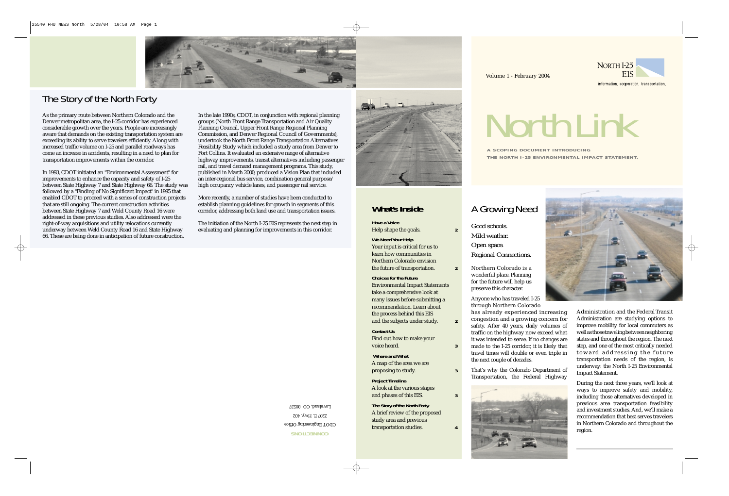Volume 1 - February 2004

NORTH I-25 EIS

information. cooperation. transportation.

# North Link

**A SCOPING DOCUMENT INTRODUCING THE NORTH I-25 ENVIRONMENTAL IMPACT STATEMENT.**

## A Growing Need

*Good schools.*
*Mild weather.*
*Open space.*
*Regional Connections.*

Northern Colorado is a wonderful place. Planning for the future will help us preserve this character.

Anyone who has traveled I-25 through Northern Colorado has already experienced increasing congestion and a growing concern for safety. After 40 years, daily volumes of traffic on the highway now exceed what it was intended to serve. If no changes are made to the I-25 corridor, it is likely that travel times will double or even triple in the next couple of decades.

That's why the Colorado Department of Transportation, the Federal Highway Administration and the Federal Transit Administration are studying options to improve mobility for local commuters as well as those traveling between neighboring states and throughout the region. The next step, and one of the most critically needed toward addressing the future transportation needs of the region, is underway: the North I-25 Environmental Impact Statement.

During the next three years, we'll look at ways to improve safety and mobility, including those alternatives developed in previous area transportation feasibility and investment studies. And, we'll make a recommendation that best serves travelers in Northern Colorado and throughout the region.

## What's Inside

**Have a Voice**
Help shape the goals. 2

**We Need Your Help**
Your input is critical for us to learn how communities in Northern Colorado envision the future of transportation. 2

**Choices for the Future**
Environmental Impact Statements take a comprehensive look at many issues before submitting a recommendation. Learn about the process behind this EIS and the subjects under study. 2

**Contact Us**
Find out how to make your voice heard. 3

**Where and What**
A map of the area we are proposing to study. 3

**Project Timeline**
A look at the various stages and phases of this EIS. 3

**The Story of the North Forty**
A brief review of the proposed study area and previous transportation studies. 4

## The Story of the North Forty

As the primary route between Northern Colorado and the Denver metropolitan area, the I-25 corridor has experienced considerable growth over the years. People are increasingly aware that demands on the existing transportation system are exceeding its ability to serve travelers efficiently. Along with increased traffic volume on I-25 and parallel roadways has come an increase in accidents, resulting in a need to plan for transportation improvements within the corridor.

In 1993, CDOT initiated an "Environmental Assessment" for improvements to enhance the capacity and safety of I-25 between State Highway 7 and State Highway 66. The study was followed by a "Finding of No Significant Impact" in 1995 that enabled CDOT to proceed with a series of construction projects that are still ongoing. The current construction activities between State Highway 7 and Weld County Road 16 were addressed in these previous studies. Also addressed were the right-of-way acquisitions and utility relocations currently underway between Weld County Road 16 and State Highway 66. These are being done in anticipation of future construction.

In the late 1990s, CDOT, in conjunction with regional planning groups (North Front Range Transportation and Air Quality Planning Council, Upper Front Range Regional Planning Commission, and Denver Regional Council of Governments), undertook the North Front Range Transportation Alternatives Feasibility Study which included a study area from Denver to Fort Collins. It evaluated an extensive range of alternative highway improvements, transit alternatives including passenger rail, and travel demand management programs. This study, published in March 2000, produced a Vision Plan that included an inter-regional bus service, combination general purpose/ high occupancy vehicle lanes, and passenger rail service.

More recently, a number of studies have been conducted to establish planning guidelines for growth in segments of this corridor, addressing both land use and transportation issues.

The initiation of the North I-25 EIS represents the next step in evaluating and planning for improvements in this corridor.

**CONNECTIONS**
CDOT Engineering Office
2207 E. Hwy. 402
Loveland, CO 80537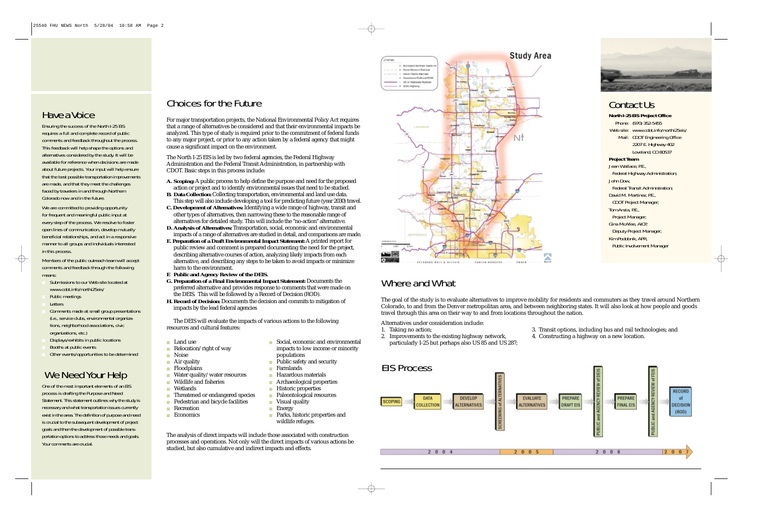## Have a Voice

Ensuring the success of the North I-25 EIS requires a full and complete record of public comments and feedback throughout the process. This feedback will help shape the options and alternatives considered by the study. It will be available for reference when decisions are made about future projects. Your input will help ensure that the best possible transportation improvements are made, and that they meet the challenges faced by travelers in and through Northern Colorado now and in the future.

We are committed to providing opportunity for frequent and meaningful public input at every step of the process. We resolve to foster open lines of communication, develop mutually beneficial relationships, and act in a responsive manner to all groups and individuals interested in this process.

Members of the public outreach team will accept comments and feedback through the following means:

- Submissions to our Web site located at www.cdot.info/north25eis/
- Public meetings
- Letters
- Comments made at small group presentations (i.e., service clubs, environmental organizations, neighborhood associations, civic organizations, etc.)
- Displays/exhibits in public locations
- Booths at public events
- Other events/opportunities to be determined

## We Need Your Help

One of the most important elements of an EIS process is drafting the Purpose and Need Statement. This statement outlines why the study is necessary and what transportation issues currently exist in the area. The definition of purpose and need is crucial to the subsequent development of project goals and then the development of possible transportation options to address those needs and goals. Your comments are crucial.

## Choices for the Future

For major transportation projects, the National Environmental Policy Act requires that a range of alternatives be considered and that their environmental impacts be analyzed. This type of study is required prior to the commitment of federal funds to any major project, or prior to any action taken by a federal agency that might cause a significant impact on the environment.

The North I-25 EIS is led by two federal agencies, the Federal Highway Administration and the Federal Transit Administration, in partnership with CDOT. Basic steps in this process include:

**A. Scoping:** A public process to help define the purpose and need for the proposed action or project and to identify environmental issues that need to be studied.
**B. Data Collection:** Collecting transportation, environmental and land use data. This step will also include developing a tool for predicting future (year 2030) travel.
**C. Development of Alternatives:** Identifying a wide range of highway, transit and other types of alternatives, then narrowing these to the reasonable range of alternatives for detailed study. This will include the "no-action" alternative.
**D. Analysis of Alternatives:** Transportation, social, economic and environmental impacts of a range of alternatives are studied in detail, and comparisons are made.
**E. Preparation of a Draft Environmental Impact Statement:** A printed report for public review and comment is prepared documenting the need for the project, describing alternative courses of action, analyzing likely impacts from each alternative, and describing any steps to be taken to avoid impacts or minimize harm to the environment.
**F. Public and Agency Review of the DEIS.**
**G. Preparation of a Final Environmental Impact Statement:** Documents the preferred alternative and provides response to comments that were made on the DEIS. This will be followed by a Record of Decision (ROD).
**H. Record of Decision:** Documents the decision and commits to mitigation of impacts by the lead federal agencies

The DEIS will evaluate the impacts of various actions to the following resources and cultural features:

- Land use
- Relocation/ right of way
- Noise
- Air quality
- Floodplains
- Water quality/ water resources
- Wildlife and fisheries
- Wetlands
- Threatened or endangered species
- Pedestrian and bicycle facilities
- Recreation
- Economics
- Social, economic and environmental impacts to low income or minority populations
- Public safety and security
- Farmlands
- Hazardous materials
- Archaeological properties
- Historic properties
- Paleontological resources
- Visual quality
- Energy
- Parks, historic properties and wildlife refuges.

The analysis of direct impacts will include those associated with construction processes and operations. Not only will the direct impacts of various actions be studied, but also cumulative and indirect impacts and effects.

Study Area

## Where and What

The goal of the study is to evaluate alternatives to improve mobility for residents and commuters as they travel around Northern Colorado, to and from the Denver metropolitan area, and between neighboring states. It will also look at how people and goods travel through this area on their way to and from locations throughout the nation.

Alternatives under consideration include:

1. Taking no action;
2. Improvements to the existing highway network, particularly I-25 but perhaps also US 85 and US 287;
3. Transit options, including bus and rail technologies; and
4. Constructing a highway on a new location.

## EIS Process

SCOPING
DATA COLLECTION
DEVELOP ALTERNATIVES
SCREENING of ALTERNATIVES
EVALUATE ALTERNATIVES
PREPARE DRAFT EIS
PUBLIC and AGENCY REVIEW of DEIS
PREPARE FINAL EIS
PUBLIC and AGENCY REVIEW of FEIS
RECORD of DECISION (ROD)

2004
2005
2006
2007

## Contact Us

**North I-25 EIS Project Office**
Phone: (970) 352-5455
Web site: www.cdot.info/north25eis/
Mail: CDOT Engineering Office
2207 E. Highway 402
Loveland, CO 80537

**Project Team**
Jean Wallace, P.E., Federal Highway Administration;
John Dow, Federal Transit Administration;
David M. Martinez, P.E., CDOT Project Manager;
Tom Anzia, P.E., Project Manager;
Gina McAfee, AICP, Deputy Project Manager;
Kim Podobnik, APR, Public Involvement Manager